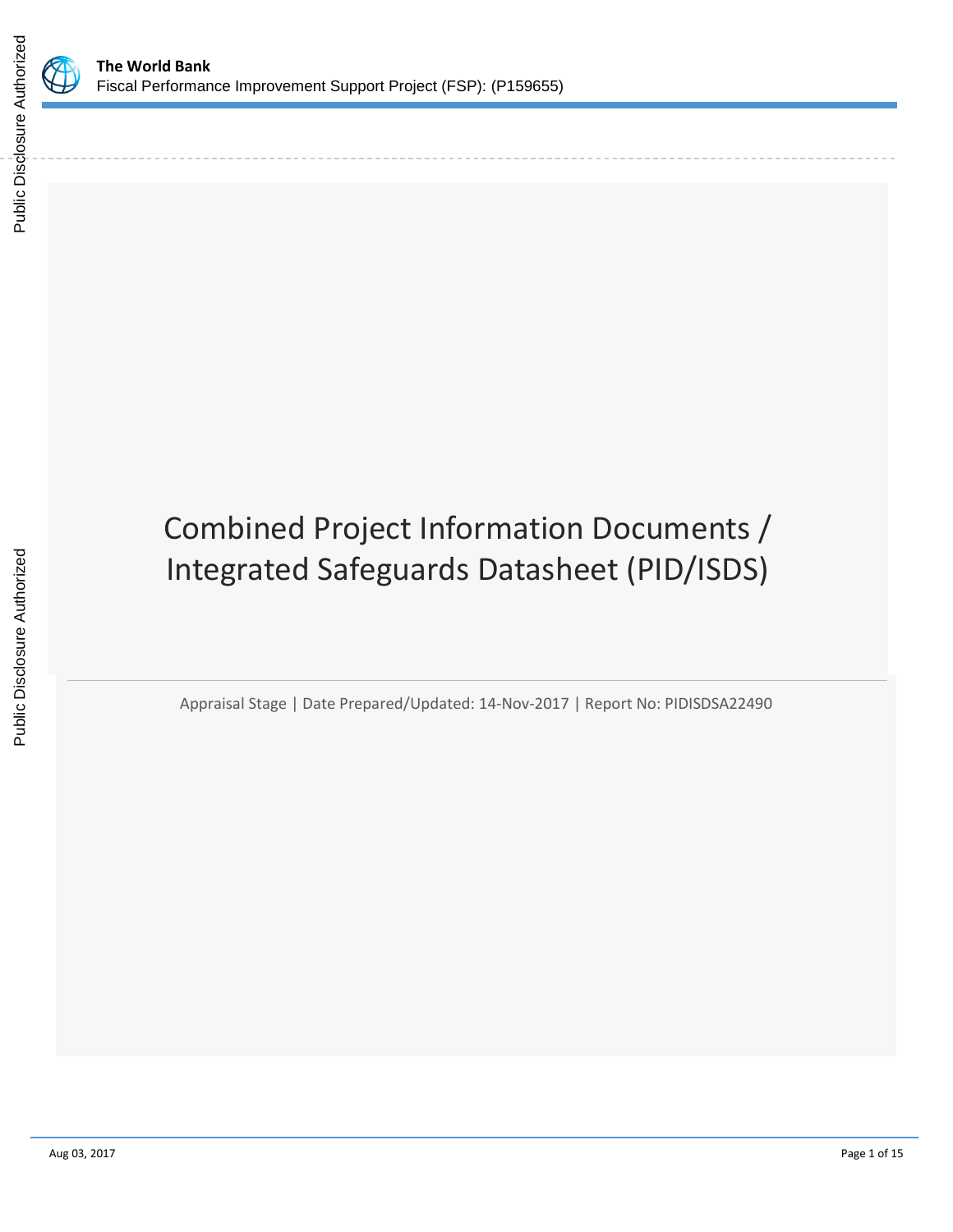**The World Bank**

Fiscal Performance Improvement Support Project (FSP): (P159655)

# Combined Project Information Documents / Integrated Safeguards Datasheet (PID/ISDS)

Appraisal Stage | Date Prepared/Updated: 14-Nov-2017 | Report No: PIDISDSA22490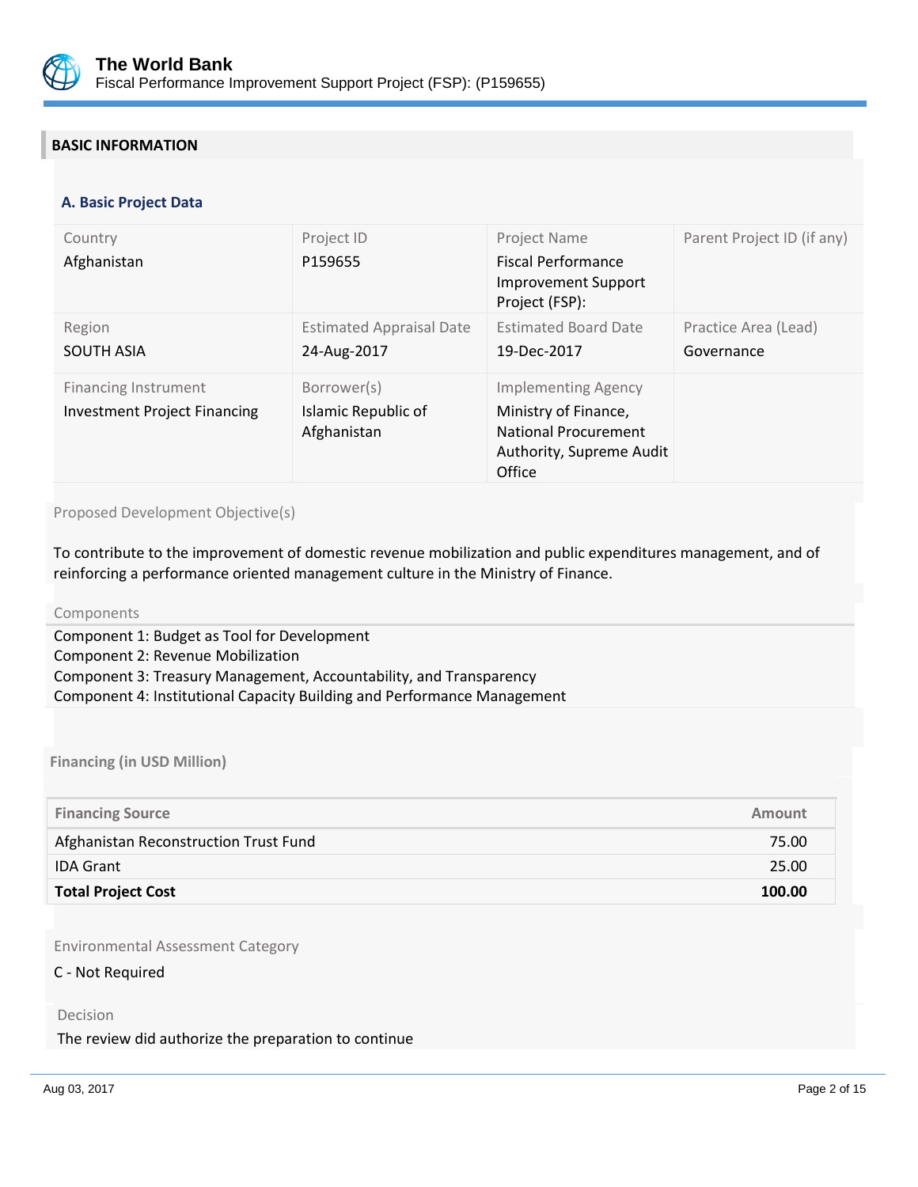## BASIC INFORMATION

### A. Basic Project Data

| Country | Project ID | Project Name | Parent Project ID (if any) |
|---|---|---|---|
| Afghanistan | P159655 | Fiscal Performance Improvement Support Project (FSP): | |
| **Region** | **Estimated Appraisal Date** | **Estimated Board Date** | **Practice Area (Lead)** |
| SOUTH ASIA | 24-Aug-2017 | 19-Dec-2017 | Governance |
| **Financing Instrument** | **Borrower(s)** | **Implementing Agency** | |
| Investment Project Financing | Islamic Republic of Afghanistan | Ministry of Finance, National Procurement Authority, Supreme Audit Office | |

Proposed Development Objective(s)

To contribute to the improvement of domestic revenue mobilization and public expenditures management, and of reinforcing a performance oriented management culture in the Ministry of Finance.

Components

Component 1: Budget as Tool for Development
Component 2: Revenue Mobilization
Component 3: Treasury Management, Accountability, and Transparency
Component 4: Institutional Capacity Building and Performance Management

**Financing (in USD Million)**

| Financing Source | Amount |
|---|---|
| Afghanistan Reconstruction Trust Fund | 75.00 |
| IDA Grant | 25.00 |
| **Total Project Cost** | **100.00** |

Environmental Assessment Category

C - Not Required

Decision

The review did authorize the preparation to continue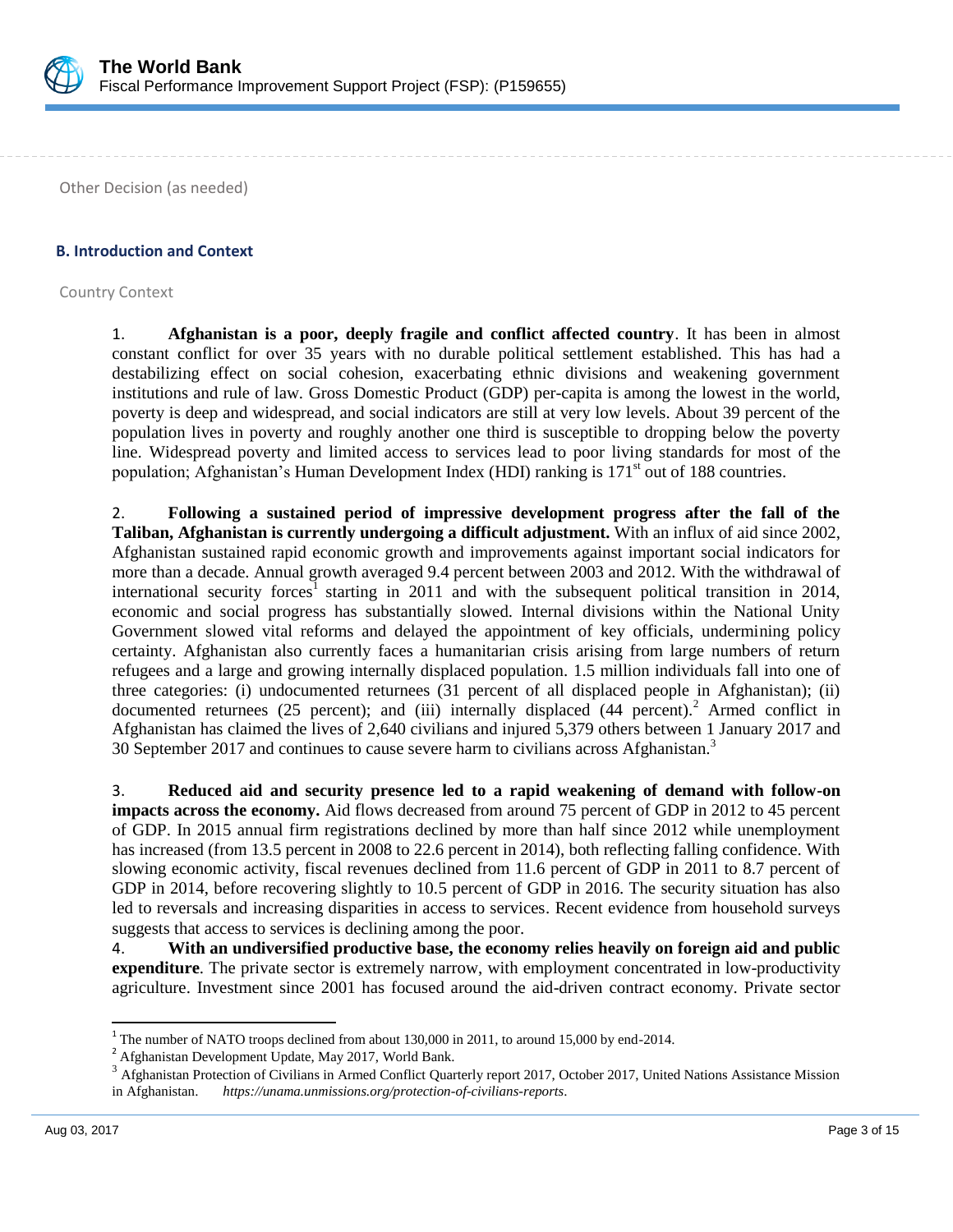Other Decision (as needed)

## B. Introduction and Context

### Country Context

1. **Afghanistan is a poor, deeply fragile and conflict affected country**. It has been in almost constant conflict for over 35 years with no durable political settlement established. This has had a destabilizing effect on social cohesion, exacerbating ethnic divisions and weakening government institutions and rule of law. Gross Domestic Product (GDP) per-capita is among the lowest in the world, poverty is deep and widespread, and social indicators are still at very low levels. About 39 percent of the population lives in poverty and roughly another one third is susceptible to dropping below the poverty line. Widespread poverty and limited access to services lead to poor living standards for most of the population; Afghanistan's Human Development Index (HDI) ranking is 171st out of 188 countries.

2. **Following a sustained period of impressive development progress after the fall of the Taliban, Afghanistan is currently undergoing a difficult adjustment.** With an influx of aid since 2002, Afghanistan sustained rapid economic growth and improvements against important social indicators for more than a decade. Annual growth averaged 9.4 percent between 2003 and 2012. With the withdrawal of international security forces[1] starting in 2011 and with the subsequent political transition in 2014, economic and social progress has substantially slowed. Internal divisions within the National Unity Government slowed vital reforms and delayed the appointment of key officials, undermining policy certainty. Afghanistan also currently faces a humanitarian crisis arising from large numbers of return refugees and a large and growing internally displaced population. 1.5 million individuals fall into one of three categories: (i) undocumented returnees (31 percent of all displaced people in Afghanistan); (ii) documented returnees (25 percent); and (iii) internally displaced (44 percent).[2] Armed conflict in Afghanistan has claimed the lives of 2,640 civilians and injured 5,379 others between 1 January 2017 and 30 September 2017 and continues to cause severe harm to civilians across Afghanistan.[3]

3. **Reduced aid and security presence led to a rapid weakening of demand with follow-on impacts across the economy.** Aid flows decreased from around 75 percent of GDP in 2012 to 45 percent of GDP. In 2015 annual firm registrations declined by more than half since 2012 while unemployment has increased (from 13.5 percent in 2008 to 22.6 percent in 2014), both reflecting falling confidence. With slowing economic activity, fiscal revenues declined from 11.6 percent of GDP in 2011 to 8.7 percent of GDP in 2014, before recovering slightly to 10.5 percent of GDP in 2016. The security situation has also led to reversals and increasing disparities in access to services. Recent evidence from household surveys suggests that access to services is declining among the poor.

4. **With an undiversified productive base, the economy relies heavily on foreign aid and public expenditure**. The private sector is extremely narrow, with employment concentrated in low-productivity agriculture. Investment since 2001 has focused around the aid-driven contract economy. Private sector

---

[1] The number of NATO troops declined from about 130,000 in 2011, to around 15,000 by end-2014.

[2] Afghanistan Development Update, May 2017, World Bank.

[3] Afghanistan Protection of Civilians in Armed Conflict Quarterly report 2017, October 2017, United Nations Assistance Mission in Afghanistan. *https://unama.unmissions.org/protection-of-civilians-reports*.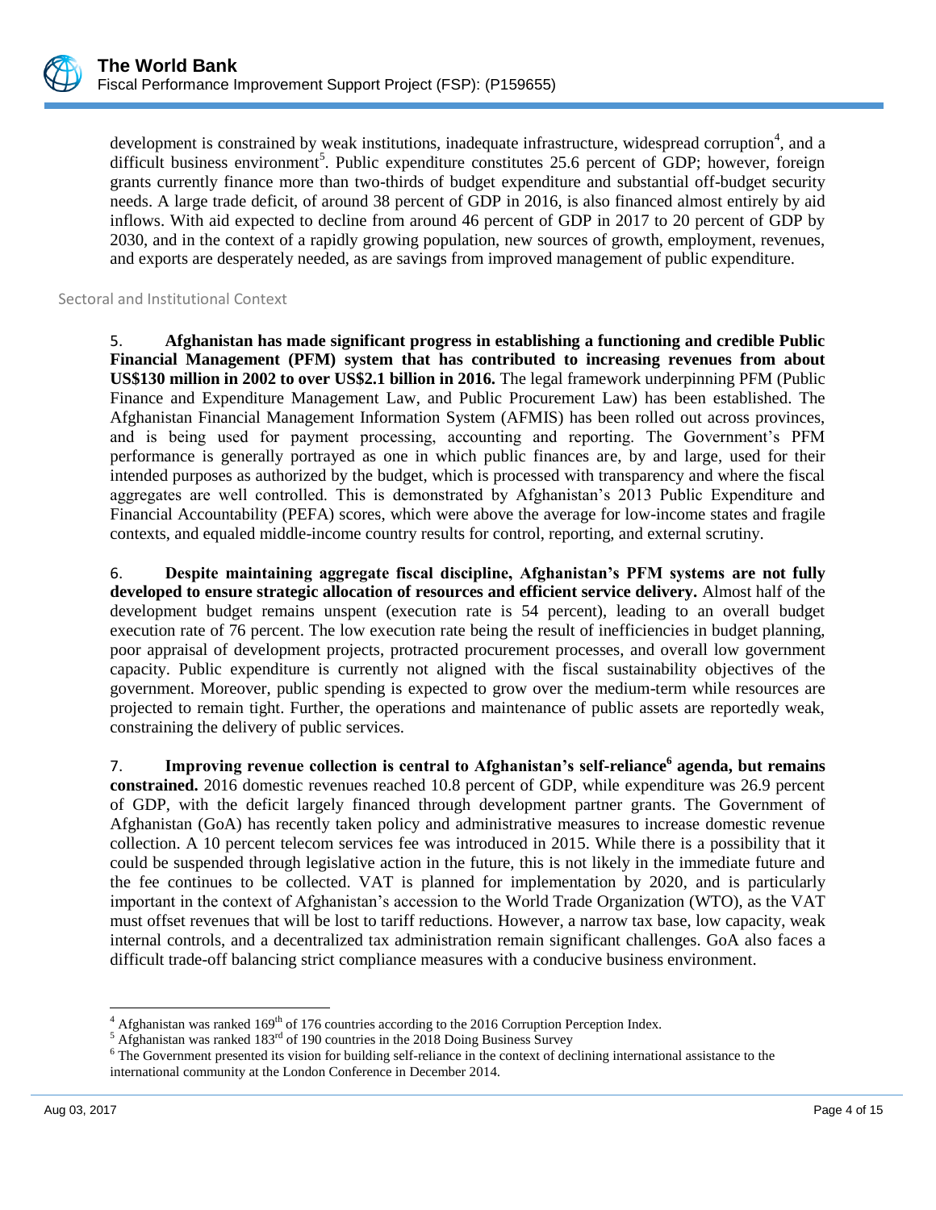development is constrained by weak institutions, inadequate infrastructure, widespread corruption[4], and a difficult business environment[5]. Public expenditure constitutes 25.6 percent of GDP; however, foreign grants currently finance more than two-thirds of budget expenditure and substantial off-budget security needs. A large trade deficit, of around 38 percent of GDP in 2016, is also financed almost entirely by aid inflows. With aid expected to decline from around 46 percent of GDP in 2017 to 20 percent of GDP by 2030, and in the context of a rapidly growing population, new sources of growth, employment, revenues, and exports are desperately needed, as are savings from improved management of public expenditure.

## Sectoral and Institutional Context

5. **Afghanistan has made significant progress in establishing a functioning and credible Public Financial Management (PFM) system that has contributed to increasing revenues from about US$130 million in 2002 to over US$2.1 billion in 2016.** The legal framework underpinning PFM (Public Finance and Expenditure Management Law, and Public Procurement Law) has been established. The Afghanistan Financial Management Information System (AFMIS) has been rolled out across provinces, and is being used for payment processing, accounting and reporting. The Government's PFM performance is generally portrayed as one in which public finances are, by and large, used for their intended purposes as authorized by the budget, which is processed with transparency and where the fiscal aggregates are well controlled. This is demonstrated by Afghanistan's 2013 Public Expenditure and Financial Accountability (PEFA) scores, which were above the average for low-income states and fragile contexts, and equaled middle-income country results for control, reporting, and external scrutiny.

6. **Despite maintaining aggregate fiscal discipline, Afghanistan's PFM systems are not fully developed to ensure strategic allocation of resources and efficient service delivery.** Almost half of the development budget remains unspent (execution rate is 54 percent), leading to an overall budget execution rate of 76 percent. The low execution rate being the result of inefficiencies in budget planning, poor appraisal of development projects, protracted procurement processes, and overall low government capacity. Public expenditure is currently not aligned with the fiscal sustainability objectives of the government. Moreover, public spending is expected to grow over the medium-term while resources are projected to remain tight. Further, the operations and maintenance of public assets are reportedly weak, constraining the delivery of public services.

7. **Improving revenue collection is central to Afghanistan's self-reliance[6] agenda, but remains constrained.** 2016 domestic revenues reached 10.8 percent of GDP, while expenditure was 26.9 percent of GDP, with the deficit largely financed through development partner grants. The Government of Afghanistan (GoA) has recently taken policy and administrative measures to increase domestic revenue collection. A 10 percent telecom services fee was introduced in 2015. While there is a possibility that it could be suspended through legislative action in the future, this is not likely in the immediate future and the fee continues to be collected. VAT is planned for implementation by 2020, and is particularly important in the context of Afghanistan's accession to the World Trade Organization (WTO), as the VAT must offset revenues that will be lost to tariff reductions. However, a narrow tax base, low capacity, weak internal controls, and a decentralized tax administration remain significant challenges. GoA also faces a difficult trade-off balancing strict compliance measures with a conducive business environment.

---

[4] Afghanistan was ranked 169th of 176 countries according to the 2016 Corruption Perception Index.

[5] Afghanistan was ranked 183rd of 190 countries in the 2018 Doing Business Survey

[6] The Government presented its vision for building self-reliance in the context of declining international assistance to the international community at the London Conference in December 2014.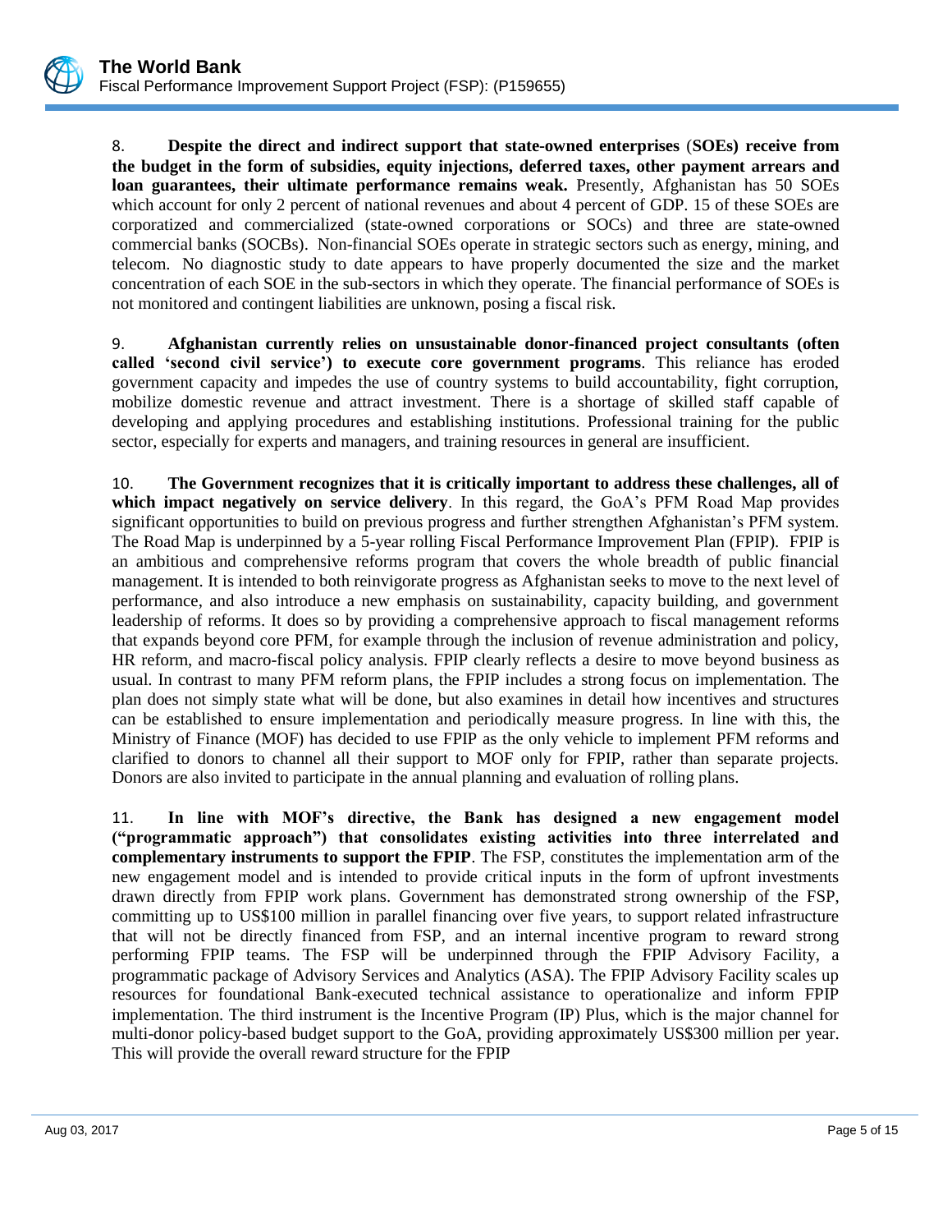8. **Despite the direct and indirect support that state-owned enterprises (SOEs) receive from the budget in the form of subsidies, equity injections, deferred taxes, other payment arrears and loan guarantees, their ultimate performance remains weak.** Presently, Afghanistan has 50 SOEs which account for only 2 percent of national revenues and about 4 percent of GDP. 15 of these SOEs are corporatized and commercialized (state-owned corporations or SOCs) and three are state-owned commercial banks (SOCBs). Non-financial SOEs operate in strategic sectors such as energy, mining, and telecom. No diagnostic study to date appears to have properly documented the size and the market concentration of each SOE in the sub-sectors in which they operate. The financial performance of SOEs is not monitored and contingent liabilities are unknown, posing a fiscal risk.

9. **Afghanistan currently relies on unsustainable donor-financed project consultants (often called 'second civil service') to execute core government programs**. This reliance has eroded government capacity and impedes the use of country systems to build accountability, fight corruption, mobilize domestic revenue and attract investment. There is a shortage of skilled staff capable of developing and applying procedures and establishing institutions. Professional training for the public sector, especially for experts and managers, and training resources in general are insufficient.

10. **The Government recognizes that it is critically important to address these challenges, all of which impact negatively on service delivery**. In this regard, the GoA's PFM Road Map provides significant opportunities to build on previous progress and further strengthen Afghanistan's PFM system. The Road Map is underpinned by a 5-year rolling Fiscal Performance Improvement Plan (FPIP). FPIP is an ambitious and comprehensive reforms program that covers the whole breadth of public financial management. It is intended to both reinvigorate progress as Afghanistan seeks to move to the next level of performance, and also introduce a new emphasis on sustainability, capacity building, and government leadership of reforms. It does so by providing a comprehensive approach to fiscal management reforms that expands beyond core PFM, for example through the inclusion of revenue administration and policy, HR reform, and macro-fiscal policy analysis. FPIP clearly reflects a desire to move beyond business as usual. In contrast to many PFM reform plans, the FPIP includes a strong focus on implementation. The plan does not simply state what will be done, but also examines in detail how incentives and structures can be established to ensure implementation and periodically measure progress. In line with this, the Ministry of Finance (MOF) has decided to use FPIP as the only vehicle to implement PFM reforms and clarified to donors to channel all their support to MOF only for FPIP, rather than separate projects. Donors are also invited to participate in the annual planning and evaluation of rolling plans.

11. **In line with MOF's directive, the Bank has designed a new engagement model ("programmatic approach") that consolidates existing activities into three interrelated and complementary instruments to support the FPIP**. The FSP, constitutes the implementation arm of the new engagement model and is intended to provide critical inputs in the form of upfront investments drawn directly from FPIP work plans. Government has demonstrated strong ownership of the FSP, committing up to US$100 million in parallel financing over five years, to support related infrastructure that will not be directly financed from FSP, and an internal incentive program to reward strong performing FPIP teams. The FSP will be underpinned through the FPIP Advisory Facility, a programmatic package of Advisory Services and Analytics (ASA). The FPIP Advisory Facility scales up resources for foundational Bank-executed technical assistance to operationalize and inform FPIP implementation. The third instrument is the Incentive Program (IP) Plus, which is the major channel for multi-donor policy-based budget support to the GoA, providing approximately US$300 million per year. This will provide the overall reward structure for the FPIP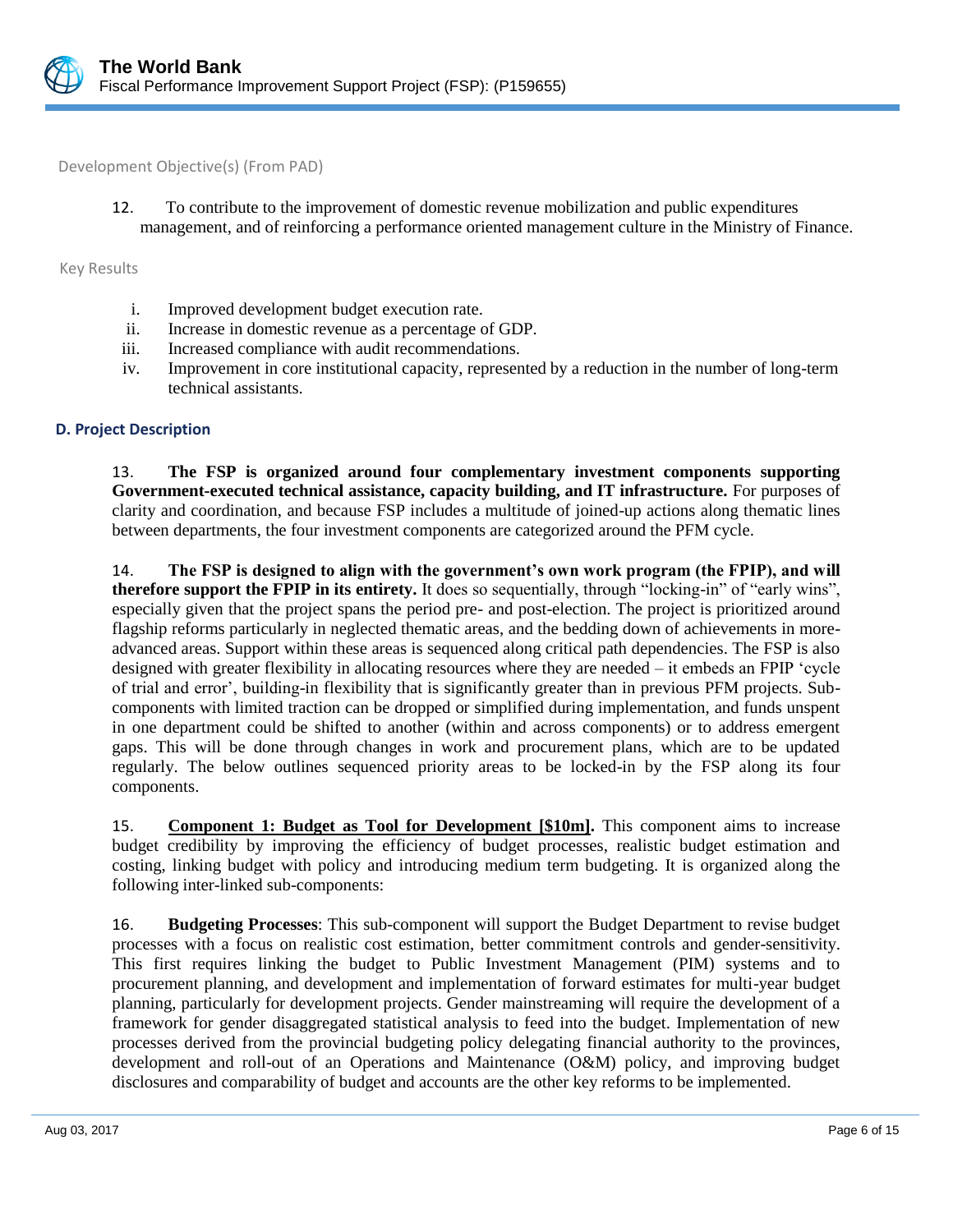Development Objective(s) (From PAD)

12. To contribute to the improvement of domestic revenue mobilization and public expenditures management, and of reinforcing a performance oriented management culture in the Ministry of Finance.

Key Results

i. Improved development budget execution rate.
ii. Increase in domestic revenue as a percentage of GDP.
iii. Increased compliance with audit recommendations.
iv. Improvement in core institutional capacity, represented by a reduction in the number of long-term technical assistants.

### D. Project Description

13. **The FSP is organized around four complementary investment components supporting Government-executed technical assistance, capacity building, and IT infrastructure.** For purposes of clarity and coordination, and because FSP includes a multitude of joined-up actions along thematic lines between departments, the four investment components are categorized around the PFM cycle.

14. **The FSP is designed to align with the government's own work program (the FPIP), and will therefore support the FPIP in its entirety.** It does so sequentially, through "locking-in" of "early wins", especially given that the project spans the period pre- and post-election. The project is prioritized around flagship reforms particularly in neglected thematic areas, and the bedding down of achievements in more-advanced areas. Support within these areas is sequenced along critical path dependencies. The FSP is also designed with greater flexibility in allocating resources where they are needed – it embeds an FPIP 'cycle of trial and error', building-in flexibility that is significantly greater than in previous PFM projects. Sub-components with limited traction can be dropped or simplified during implementation, and funds unspent in one department could be shifted to another (within and across components) or to address emergent gaps. This will be done through changes in work and procurement plans, which are to be updated regularly. The below outlines sequenced priority areas to be locked-in by the FSP along its four components.

15. **Component 1: Budget as Tool for Development [$10m].** This component aims to increase budget credibility by improving the efficiency of budget processes, realistic budget estimation and costing, linking budget with policy and introducing medium term budgeting. It is organized along the following inter-linked sub-components:

16. **Budgeting Processes**: This sub-component will support the Budget Department to revise budget processes with a focus on realistic cost estimation, better commitment controls and gender-sensitivity. This first requires linking the budget to Public Investment Management (PIM) systems and to procurement planning, and development and implementation of forward estimates for multi-year budget planning, particularly for development projects. Gender mainstreaming will require the development of a framework for gender disaggregated statistical analysis to feed into the budget. Implementation of new processes derived from the provincial budgeting policy delegating financial authority to the provinces, development and roll-out of an Operations and Maintenance (O&M) policy, and improving budget disclosures and comparability of budget and accounts are the other key reforms to be implemented.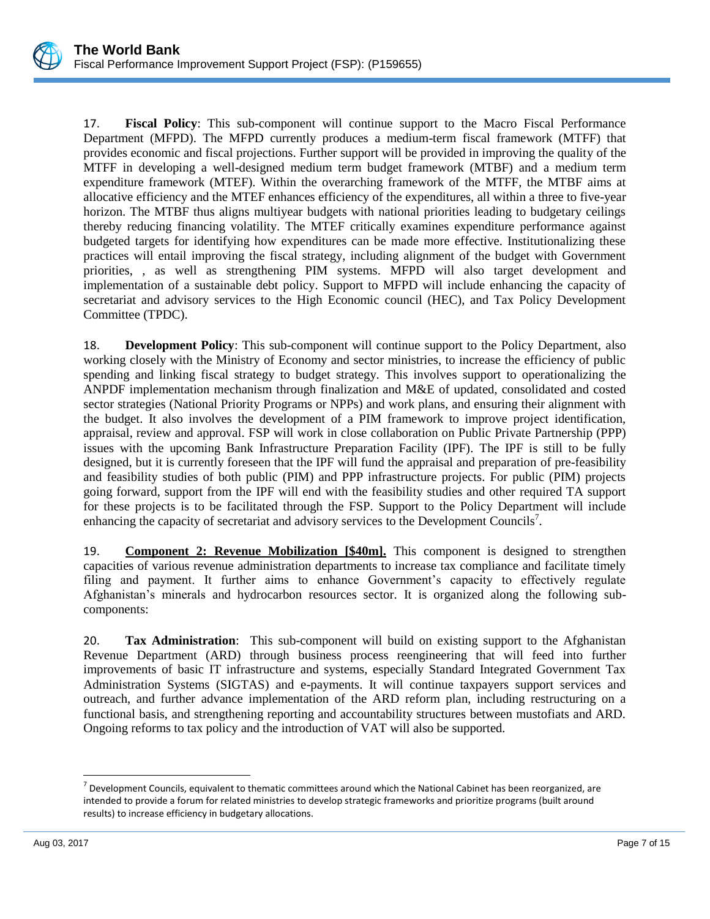17. **Fiscal Policy**: This sub-component will continue support to the Macro Fiscal Performance Department (MFPD). The MFPD currently produces a medium-term fiscal framework (MTFF) that provides economic and fiscal projections. Further support will be provided in improving the quality of the MTFF in developing a well-designed medium term budget framework (MTBF) and a medium term expenditure framework (MTEF). Within the overarching framework of the MTFF, the MTBF aims at allocative efficiency and the MTEF enhances efficiency of the expenditures, all within a three to five-year horizon. The MTBF thus aligns multiyear budgets with national priorities leading to budgetary ceilings thereby reducing financing volatility. The MTEF critically examines expenditure performance against budgeted targets for identifying how expenditures can be made more effective. Institutionalizing these practices will entail improving the fiscal strategy, including alignment of the budget with Government priorities, , as well as strengthening PIM systems. MFPD will also target development and implementation of a sustainable debt policy. Support to MFPD will include enhancing the capacity of secretariat and advisory services to the High Economic council (HEC), and Tax Policy Development Committee (TPDC).

18. **Development Policy**: This sub-component will continue support to the Policy Department, also working closely with the Ministry of Economy and sector ministries, to increase the efficiency of public spending and linking fiscal strategy to budget strategy. This involves support to operationalizing the ANPDF implementation mechanism through finalization and M&E of updated, consolidated and costed sector strategies (National Priority Programs or NPPs) and work plans, and ensuring their alignment with the budget. It also involves the development of a PIM framework to improve project identification, appraisal, review and approval. FSP will work in close collaboration on Public Private Partnership (PPP) issues with the upcoming Bank Infrastructure Preparation Facility (IPF). The IPF is still to be fully designed, but it is currently foreseen that the IPF will fund the appraisal and preparation of pre-feasibility and feasibility studies of both public (PIM) and PPP infrastructure projects. For public (PIM) projects going forward, support from the IPF will end with the feasibility studies and other required TA support for these projects is to be facilitated through the FSP. Support to the Policy Department will include enhancing the capacity of secretariat and advisory services to the Development Councils[7].

19. **Component 2: Revenue Mobilization [$40m].** This component is designed to strengthen capacities of various revenue administration departments to increase tax compliance and facilitate timely filing and payment. It further aims to enhance Government's capacity to effectively regulate Afghanistan's minerals and hydrocarbon resources sector. It is organized along the following sub-components:

20. **Tax Administration**: This sub-component will build on existing support to the Afghanistan Revenue Department (ARD) through business process reengineering that will feed into further improvements of basic IT infrastructure and systems, especially Standard Integrated Government Tax Administration Systems (SIGTAS) and e-payments. It will continue taxpayers support services and outreach, and further advance implementation of the ARD reform plan, including restructuring on a functional basis, and strengthening reporting and accountability structures between mustofiats and ARD. Ongoing reforms to tax policy and the introduction of VAT will also be supported.

[7] Development Councils, equivalent to thematic committees around which the National Cabinet has been reorganized, are intended to provide a forum for related ministries to develop strategic frameworks and prioritize programs (built around results) to increase efficiency in budgetary allocations.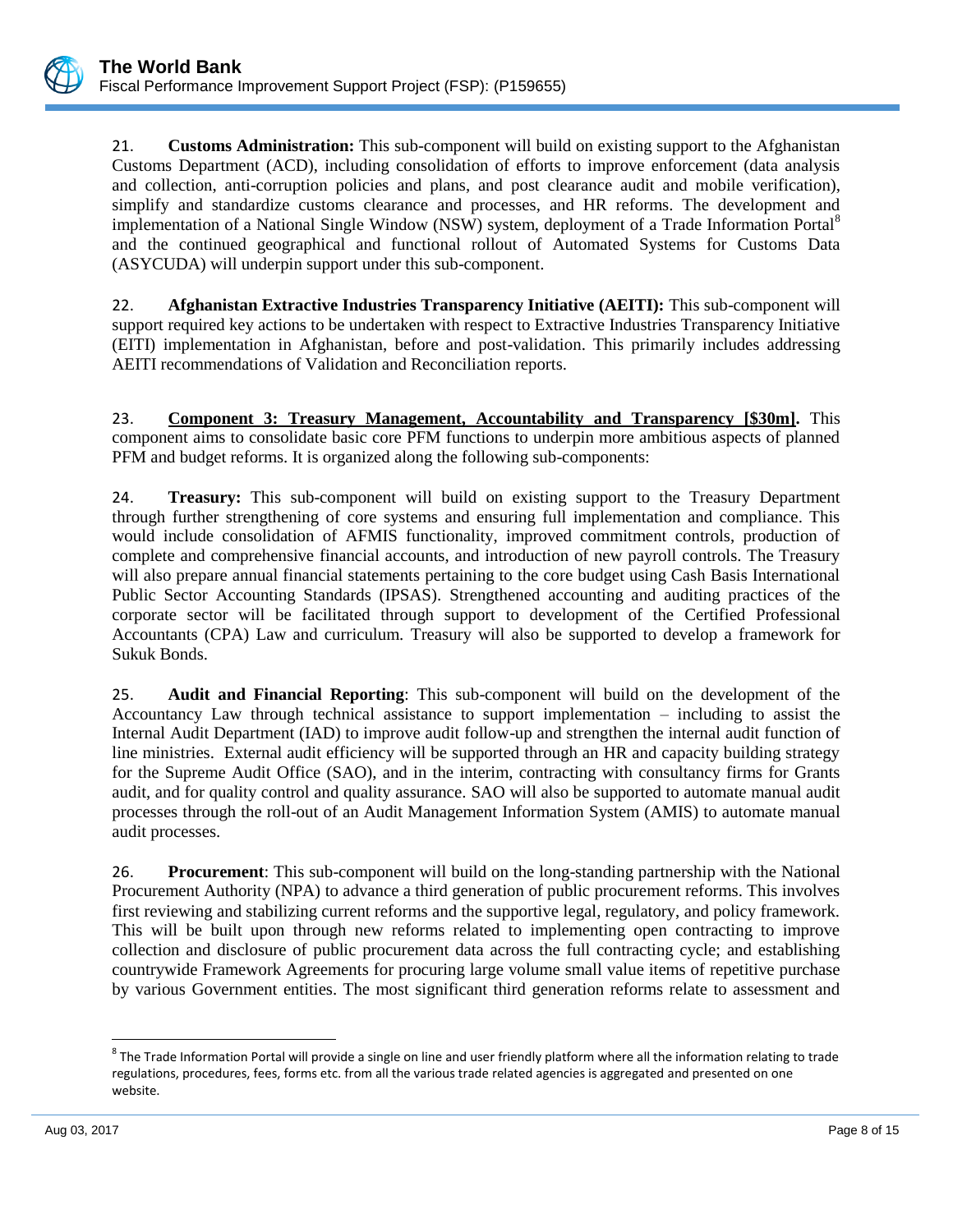21. **Customs Administration:** This sub-component will build on existing support to the Afghanistan Customs Department (ACD), including consolidation of efforts to improve enforcement (data analysis and collection, anti-corruption policies and plans, and post clearance audit and mobile verification), simplify and standardize customs clearance and processes, and HR reforms. The development and implementation of a National Single Window (NSW) system, deployment of a Trade Information Portal[8] and the continued geographical and functional rollout of Automated Systems for Customs Data (ASYCUDA) will underpin support under this sub-component.

22. **Afghanistan Extractive Industries Transparency Initiative (AEITI):** This sub-component will support required key actions to be undertaken with respect to Extractive Industries Transparency Initiative (EITI) implementation in Afghanistan, before and post-validation. This primarily includes addressing AEITI recommendations of Validation and Reconciliation reports.

23. **Component 3: Treasury Management, Accountability and Transparency [$30m].** This component aims to consolidate basic core PFM functions to underpin more ambitious aspects of planned PFM and budget reforms. It is organized along the following sub-components:

24. **Treasury:** This sub-component will build on existing support to the Treasury Department through further strengthening of core systems and ensuring full implementation and compliance. This would include consolidation of AFMIS functionality, improved commitment controls, production of complete and comprehensive financial accounts, and introduction of new payroll controls. The Treasury will also prepare annual financial statements pertaining to the core budget using Cash Basis International Public Sector Accounting Standards (IPSAS). Strengthened accounting and auditing practices of the corporate sector will be facilitated through support to development of the Certified Professional Accountants (CPA) Law and curriculum. Treasury will also be supported to develop a framework for Sukuk Bonds.

25. **Audit and Financial Reporting**: This sub-component will build on the development of the Accountancy Law through technical assistance to support implementation – including to assist the Internal Audit Department (IAD) to improve audit follow-up and strengthen the internal audit function of line ministries. External audit efficiency will be supported through an HR and capacity building strategy for the Supreme Audit Office (SAO), and in the interim, contracting with consultancy firms for Grants audit, and for quality control and quality assurance. SAO will also be supported to automate manual audit processes through the roll-out of an Audit Management Information System (AMIS) to automate manual audit processes.

26. **Procurement**: This sub-component will build on the long-standing partnership with the National Procurement Authority (NPA) to advance a third generation of public procurement reforms. This involves first reviewing and stabilizing current reforms and the supportive legal, regulatory, and policy framework. This will be built upon through new reforms related to implementing open contracting to improve collection and disclosure of public procurement data across the full contracting cycle; and establishing countrywide Framework Agreements for procuring large volume small value items of repetitive purchase by various Government entities. The most significant third generation reforms relate to assessment and

[8] The Trade Information Portal will provide a single on line and user friendly platform where all the information relating to trade regulations, procedures, fees, forms etc. from all the various trade related agencies is aggregated and presented on one website.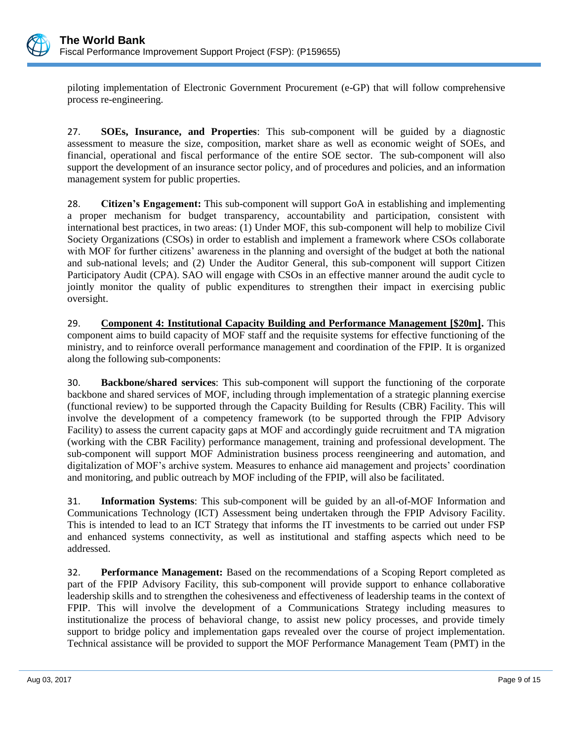piloting implementation of Electronic Government Procurement (e-GP) that will follow comprehensive process re-engineering.

27. **SOEs, Insurance, and Properties**: This sub-component will be guided by a diagnostic assessment to measure the size, composition, market share as well as economic weight of SOEs, and financial, operational and fiscal performance of the entire SOE sector. The sub-component will also support the development of an insurance sector policy, and of procedures and policies, and an information management system for public properties.

28. **Citizen's Engagement:** This sub-component will support GoA in establishing and implementing a proper mechanism for budget transparency, accountability and participation, consistent with international best practices, in two areas: (1) Under MOF, this sub-component will help to mobilize Civil Society Organizations (CSOs) in order to establish and implement a framework where CSOs collaborate with MOF for further citizens' awareness in the planning and oversight of the budget at both the national and sub-national levels; and (2) Under the Auditor General, this sub-component will support Citizen Participatory Audit (CPA). SAO will engage with CSOs in an effective manner around the audit cycle to jointly monitor the quality of public expenditures to strengthen their impact in exercising public oversight.

29. **Component 4: Institutional Capacity Building and Performance Management [$20m].** This component aims to build capacity of MOF staff and the requisite systems for effective functioning of the ministry, and to reinforce overall performance management and coordination of the FPIP. It is organized along the following sub-components:

30. **Backbone/shared services**: This sub-component will support the functioning of the corporate backbone and shared services of MOF, including through implementation of a strategic planning exercise (functional review) to be supported through the Capacity Building for Results (CBR) Facility. This will involve the development of a competency framework (to be supported through the FPIP Advisory Facility) to assess the current capacity gaps at MOF and accordingly guide recruitment and TA migration (working with the CBR Facility) performance management, training and professional development. The sub-component will support MOF Administration business process reengineering and automation, and digitalization of MOF's archive system. Measures to enhance aid management and projects' coordination and monitoring, and public outreach by MOF including of the FPIP, will also be facilitated.

31. **Information Systems**: This sub-component will be guided by an all-of-MOF Information and Communications Technology (ICT) Assessment being undertaken through the FPIP Advisory Facility. This is intended to lead to an ICT Strategy that informs the IT investments to be carried out under FSP and enhanced systems connectivity, as well as institutional and staffing aspects which need to be addressed.

32. **Performance Management:** Based on the recommendations of a Scoping Report completed as part of the FPIP Advisory Facility, this sub-component will provide support to enhance collaborative leadership skills and to strengthen the cohesiveness and effectiveness of leadership teams in the context of FPIP. This will involve the development of a Communications Strategy including measures to institutionalize the process of behavioral change, to assist new policy processes, and provide timely support to bridge policy and implementation gaps revealed over the course of project implementation. Technical assistance will be provided to support the MOF Performance Management Team (PMT) in the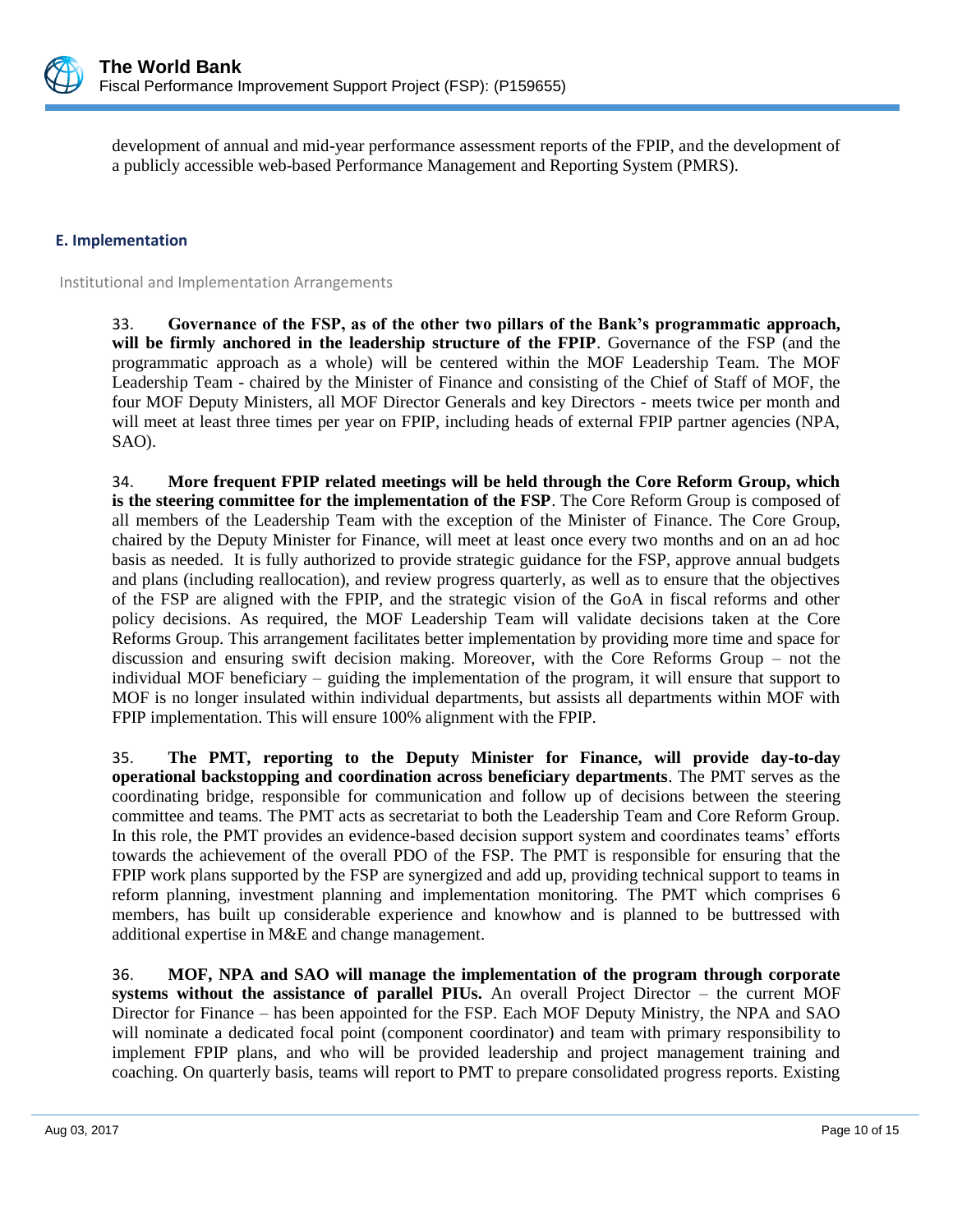development of annual and mid-year performance assessment reports of the FPIP, and the development of a publicly accessible web-based Performance Management and Reporting System (PMRS).

## E. Implementation

### Institutional and Implementation Arrangements

33. **Governance of the FSP, as of the other two pillars of the Bank's programmatic approach, will be firmly anchored in the leadership structure of the FPIP**. Governance of the FSP (and the programmatic approach as a whole) will be centered within the MOF Leadership Team. The MOF Leadership Team - chaired by the Minister of Finance and consisting of the Chief of Staff of MOF, the four MOF Deputy Ministers, all MOF Director Generals and key Directors - meets twice per month and will meet at least three times per year on FPIP, including heads of external FPIP partner agencies (NPA, SAO).

34. **More frequent FPIP related meetings will be held through the Core Reform Group, which is the steering committee for the implementation of the FSP**. The Core Reform Group is composed of all members of the Leadership Team with the exception of the Minister of Finance. The Core Group, chaired by the Deputy Minister for Finance, will meet at least once every two months and on an ad hoc basis as needed. It is fully authorized to provide strategic guidance for the FSP, approve annual budgets and plans (including reallocation), and review progress quarterly, as well as to ensure that the objectives of the FSP are aligned with the FPIP, and the strategic vision of the GoA in fiscal reforms and other policy decisions. As required, the MOF Leadership Team will validate decisions taken at the Core Reforms Group. This arrangement facilitates better implementation by providing more time and space for discussion and ensuring swift decision making. Moreover, with the Core Reforms Group – not the individual MOF beneficiary – guiding the implementation of the program, it will ensure that support to MOF is no longer insulated within individual departments, but assists all departments within MOF with FPIP implementation. This will ensure 100% alignment with the FPIP.

35. **The PMT, reporting to the Deputy Minister for Finance, will provide day-to-day operational backstopping and coordination across beneficiary departments**. The PMT serves as the coordinating bridge, responsible for communication and follow up of decisions between the steering committee and teams. The PMT acts as secretariat to both the Leadership Team and Core Reform Group. In this role, the PMT provides an evidence-based decision support system and coordinates teams' efforts towards the achievement of the overall PDO of the FSP. The PMT is responsible for ensuring that the FPIP work plans supported by the FSP are synergized and add up, providing technical support to teams in reform planning, investment planning and implementation monitoring. The PMT which comprises 6 members, has built up considerable experience and knowhow and is planned to be buttressed with additional expertise in M&E and change management.

36. **MOF, NPA and SAO will manage the implementation of the program through corporate systems without the assistance of parallel PIUs.** An overall Project Director – the current MOF Director for Finance – has been appointed for the FSP. Each MOF Deputy Ministry, the NPA and SAO will nominate a dedicated focal point (component coordinator) and team with primary responsibility to implement FPIP plans, and who will be provided leadership and project management training and coaching. On quarterly basis, teams will report to PMT to prepare consolidated progress reports. Existing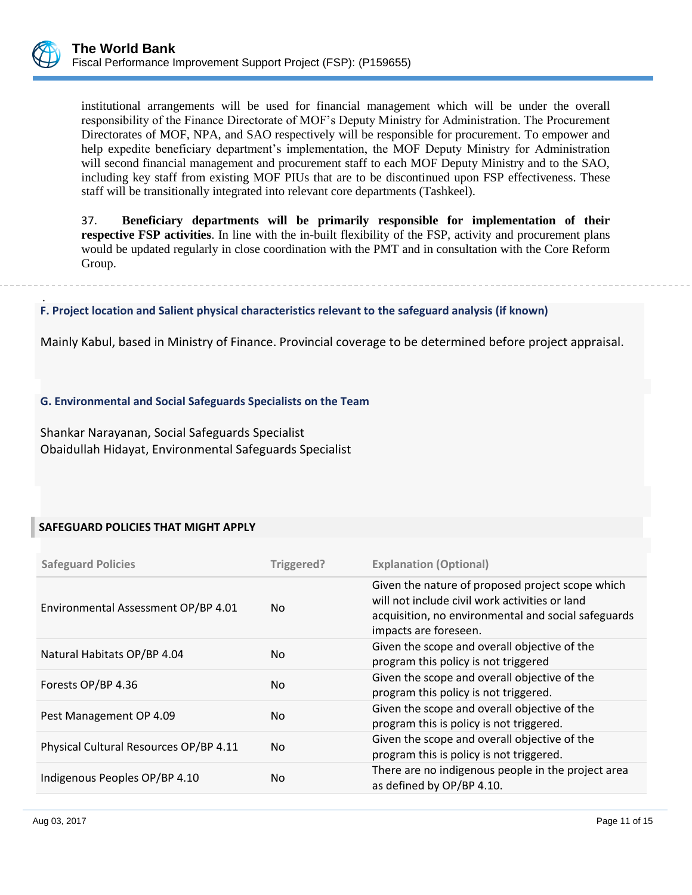institutional arrangements will be used for financial management which will be under the overall responsibility of the Finance Directorate of MOF's Deputy Ministry for Administration. The Procurement Directorates of MOF, NPA, and SAO respectively will be responsible for procurement. To empower and help expedite beneficiary department's implementation, the MOF Deputy Ministry for Administration will second financial management and procurement staff to each MOF Deputy Ministry and to the SAO, including key staff from existing MOF PIUs that are to be discontinued upon FSP effectiveness. These staff will be transitionally integrated into relevant core departments (Tashkeel).

37. **Beneficiary departments will be primarily responsible for implementation of their respective FSP activities**. In line with the in-built flexibility of the FSP, activity and procurement plans would be updated regularly in close coordination with the PMT and in consultation with the Core Reform Group.

### F. Project location and Salient physical characteristics relevant to the safeguard analysis (if known)

Mainly Kabul, based in Ministry of Finance. Provincial coverage to be determined before project appraisal.

### G. Environmental and Social Safeguards Specialists on the Team

Shankar Narayanan, Social Safeguards Specialist
Obaidullah Hidayat, Environmental Safeguards Specialist

## SAFEGUARD POLICIES THAT MIGHT APPLY

| Safeguard Policies | Triggered? | Explanation (Optional) |
|---|---|---|
| Environmental Assessment OP/BP 4.01 | No | Given the nature of proposed project scope which will not include civil work activities or land acquisition, no environmental and social safeguards impacts are foreseen. |
| Natural Habitats OP/BP 4.04 | No | Given the scope and overall objective of the program this policy is not triggered |
| Forests OP/BP 4.36 | No | Given the scope and overall objective of the program this policy is not triggered. |
| Pest Management OP 4.09 | No | Given the scope and overall objective of the program this is policy is not triggered. |
| Physical Cultural Resources OP/BP 4.11 | No | Given the scope and overall objective of the program this is policy is not triggered. |
| Indigenous Peoples OP/BP 4.10 | No | There are no indigenous people in the project area as defined by OP/BP 4.10. |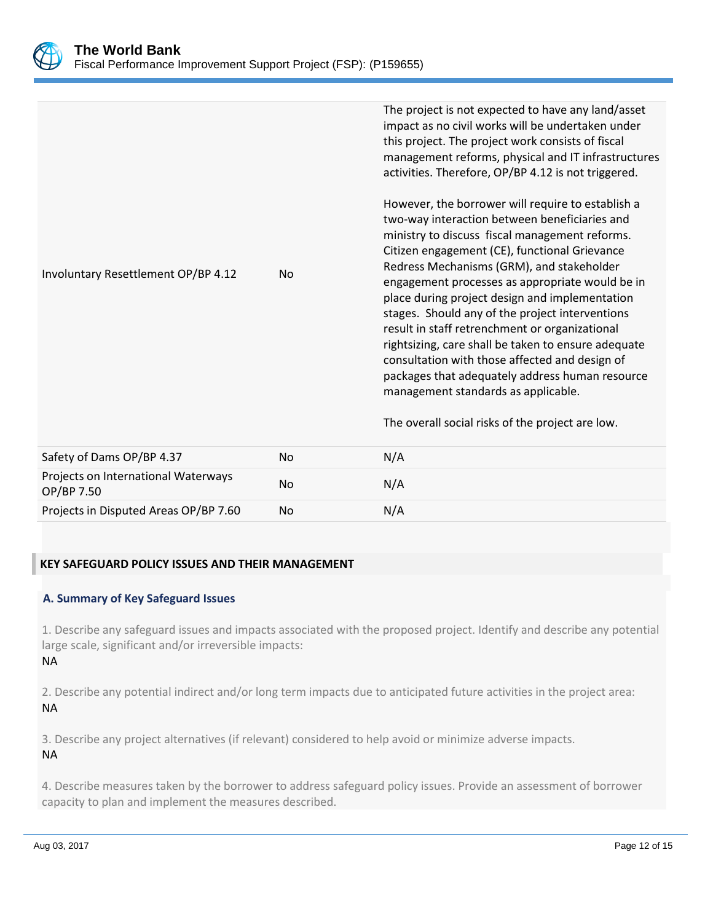| | | |
|---|---|---|
| Involuntary Resettlement OP/BP 4.12 | No | The project is not expected to have any land/asset impact as no civil works will be undertaken under this project. The project work consists of fiscal management reforms, physical and IT infrastructures activities. Therefore, OP/BP 4.12 is not triggered.<br><br>However, the borrower will require to establish a two-way interaction between beneficiaries and ministry to discuss fiscal management reforms. Citizen engagement (CE), functional Grievance Redress Mechanisms (GRM), and stakeholder engagement processes as appropriate would be in place during project design and implementation stages. Should any of the project interventions result in staff retrenchment or organizational rightsizing, care shall be taken to ensure adequate consultation with those affected and design of packages that adequately address human resource management standards as applicable.<br><br>The overall social risks of the project are low. |
| Safety of Dams OP/BP 4.37 | No | N/A |
| Projects on International Waterways OP/BP 7.50 | No | N/A |
| Projects in Disputed Areas OP/BP 7.60 | No | N/A |

## KEY SAFEGUARD POLICY ISSUES AND THEIR MANAGEMENT

### A. Summary of Key Safeguard Issues

1. Describe any safeguard issues and impacts associated with the proposed project. Identify and describe any potential large scale, significant and/or irreversible impacts:
NA

2. Describe any potential indirect and/or long term impacts due to anticipated future activities in the project area:
NA

3. Describe any project alternatives (if relevant) considered to help avoid or minimize adverse impacts.
NA

4. Describe measures taken by the borrower to address safeguard policy issues. Provide an assessment of borrower capacity to plan and implement the measures described.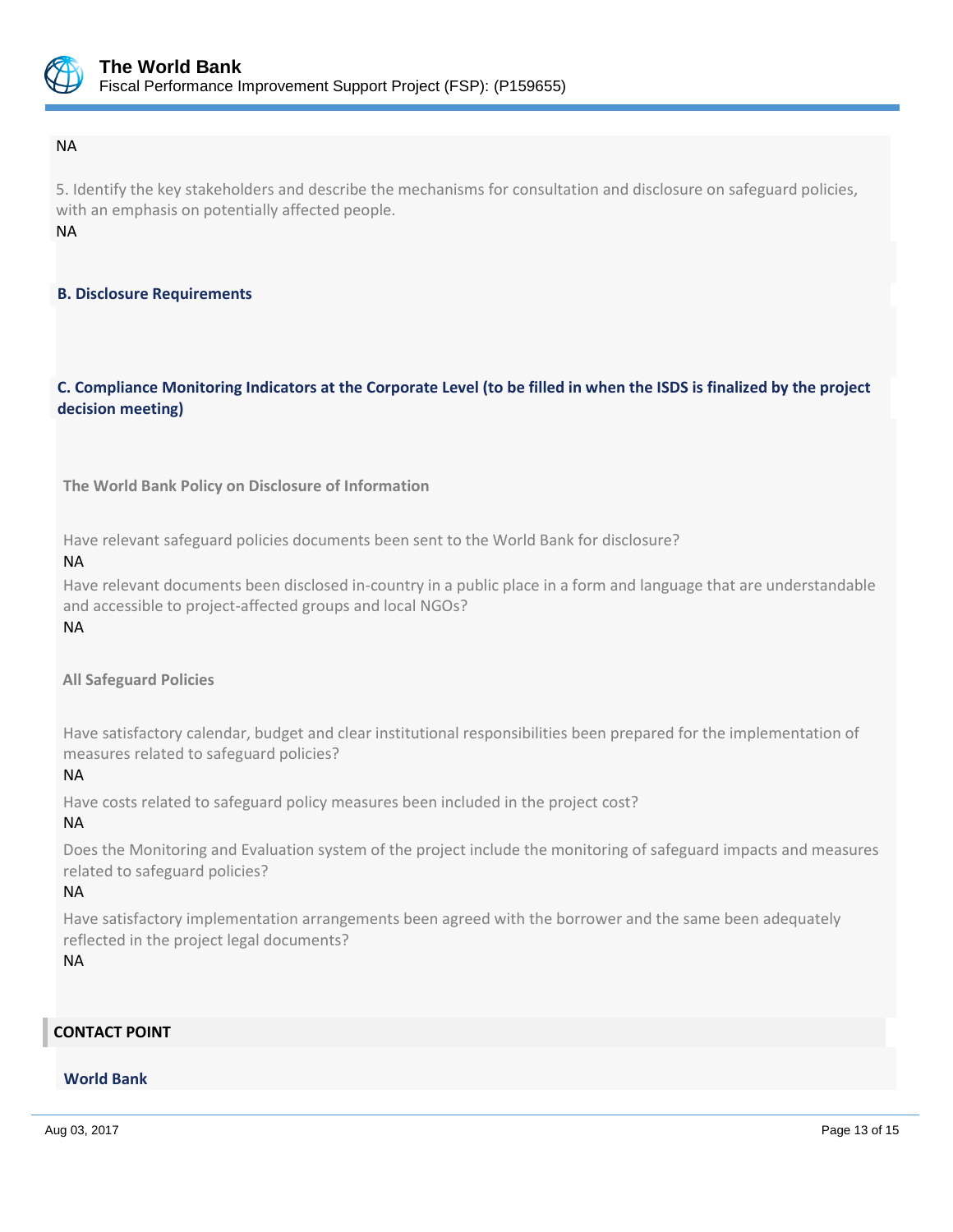NA

5. Identify the key stakeholders and describe the mechanisms for consultation and disclosure on safeguard policies, with an emphasis on potentially affected people.

NA

### B. Disclosure Requirements

### C. Compliance Monitoring Indicators at the Corporate Level (to be filled in when the ISDS is finalized by the project decision meeting)

**The World Bank Policy on Disclosure of Information**

Have relevant safeguard policies documents been sent to the World Bank for disclosure?

NA

Have relevant documents been disclosed in-country in a public place in a form and language that are understandable and accessible to project-affected groups and local NGOs?

NA

**All Safeguard Policies**

Have satisfactory calendar, budget and clear institutional responsibilities been prepared for the implementation of measures related to safeguard policies?

NA

Have costs related to safeguard policy measures been included in the project cost?

NA

Does the Monitoring and Evaluation system of the project include the monitoring of safeguard impacts and measures related to safeguard policies?

NA

Have satisfactory implementation arrangements been agreed with the borrower and the same been adequately reflected in the project legal documents?

NA

## CONTACT POINT

### World Bank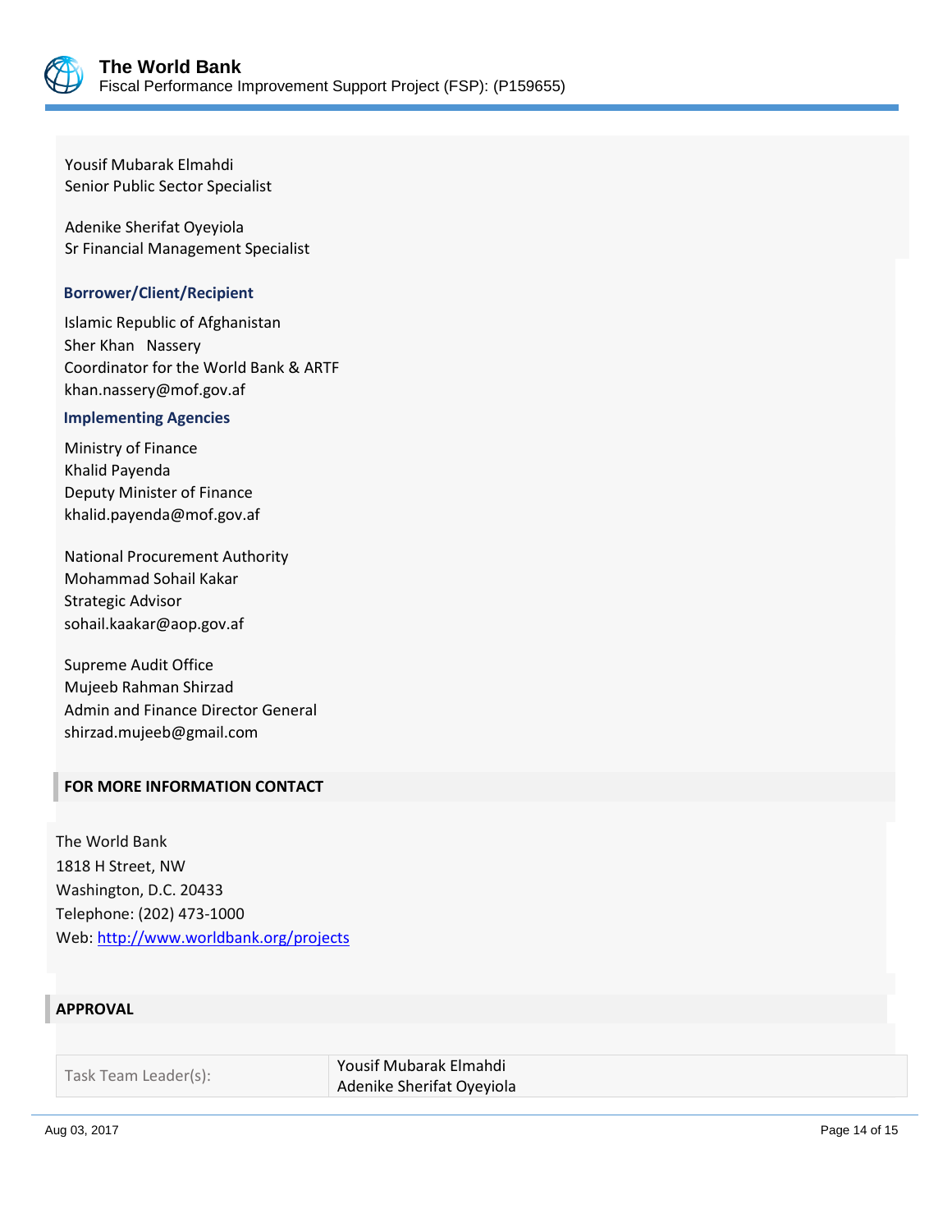Yousif Mubarak Elmahdi
Senior Public Sector Specialist

Adenike Sherifat Oyeyiola
Sr Financial Management Specialist

### Borrower/Client/Recipient

Islamic Republic of Afghanistan
Sher Khan Nassery
Coordinator for the World Bank & ARTF
khan.nassery@mof.gov.af

### Implementing Agencies

Ministry of Finance
Khalid Payenda
Deputy Minister of Finance
khalid.payenda@mof.gov.af

National Procurement Authority
Mohammad Sohail Kakar
Strategic Advisor
sohail.kaakar@aop.gov.af

Supreme Audit Office
Mujeeb Rahman Shirzad
Admin and Finance Director General
shirzad.mujeeb@gmail.com

## FOR MORE INFORMATION CONTACT

The World Bank
1818 H Street, NW
Washington, D.C. 20433
Telephone: (202) 473-1000
Web: http://www.worldbank.org/projects

## APPROVAL

| | |
|---|---|
| Task Team Leader(s): | Yousif Mubarak Elmahdi<br>Adenike Sherifat Oyeyiola |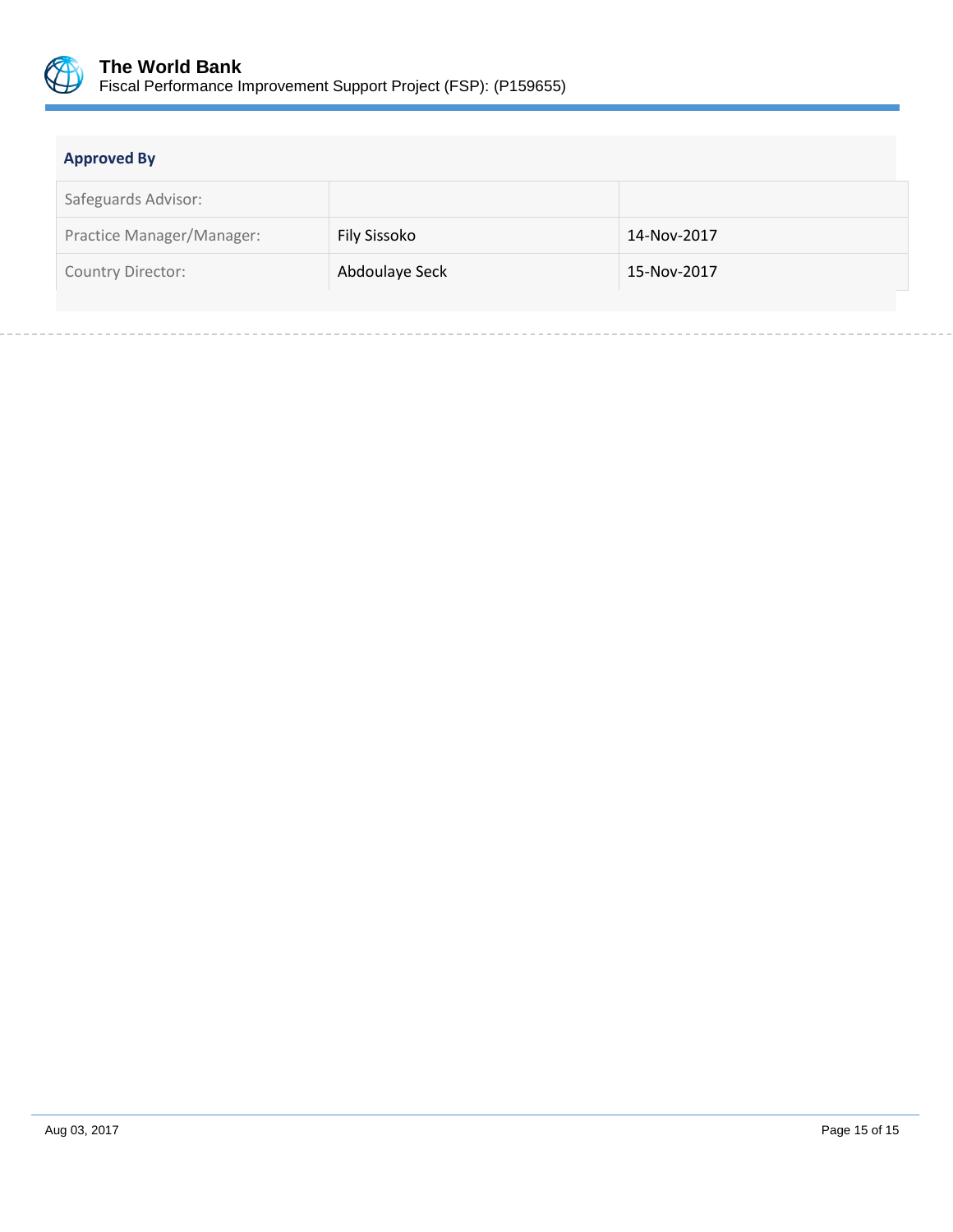**Approved By**

| | | |
|---|---|---|
| Safeguards Advisor: | | |
| Practice Manager/Manager: | Fily Sissoko | 14-Nov-2017 |
| Country Director: | Abdoulaye Seck | 15-Nov-2017 |